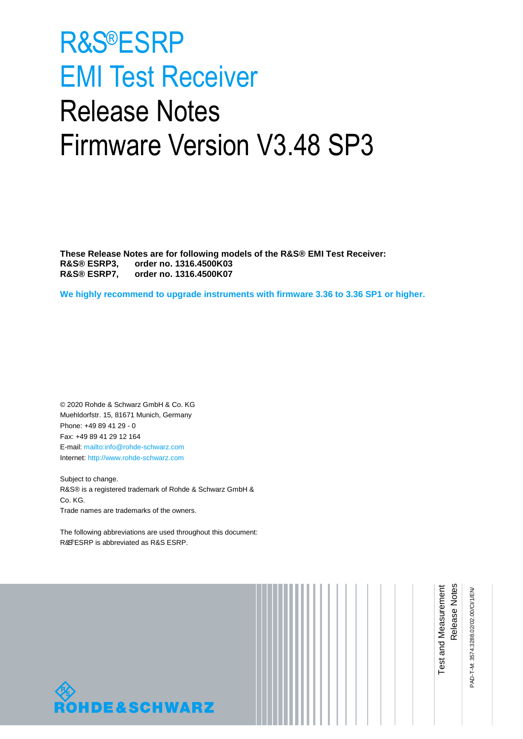# R&S®ESRP
# EMI Test Receiver
# Release Notes
# Firmware Version V3.48 SP3

**These Release Notes are for following models of the R&S® EMI Test Receiver:**
**R&S® ESRP3, order no. 1316.4500K03**
**R&S® ESRP7, order no. 1316.4500K07**

**We highly recommend to upgrade instruments with firmware 3.36 to 3.36 SP1 or higher.**

© 2020 Rohde & Schwarz GmbH & Co. KG
Muehldorfstr. 15, 81671 Munich, Germany
Phone: +49 89 41 29 - 0
Fax: +49 89 41 29 12 164
E-mail: mailto:info@rohde-schwarz.com
Internet: http://www.rohde-schwarz.com

Subject to change.
R&S® is a registered trademark of Rohde & Schwarz GmbH & Co. KG.
Trade names are trademarks of the owners.

The following abbreviations are used throughout this document:
R&S®ESRP is abbreviated as R&S ESRP.

Test and Measurement
Release Notes

PAD-T-M: 3574.3288.02/02.00/CI/1/EN/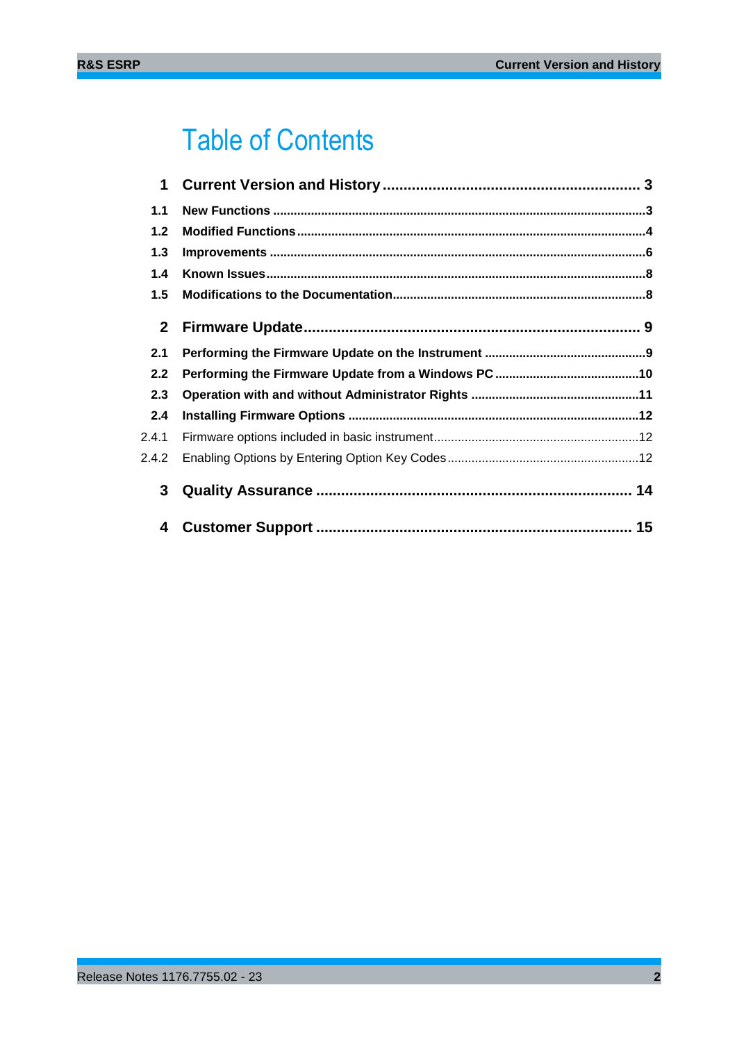# Table of Contents

| | | |
|---|---|---|
| **1** | **Current Version and History** | **3** |
| **1.1** | **New Functions** | **3** |
| **1.2** | **Modified Functions** | **4** |
| **1.3** | **Improvements** | **6** |
| **1.4** | **Known Issues** | **8** |
| **1.5** | **Modifications to the Documentation** | **8** |
| **2** | **Firmware Update** | **9** |
| **2.1** | **Performing the Firmware Update on the Instrument** | **9** |
| **2.2** | **Performing the Firmware Update from a Windows PC** | **10** |
| **2.3** | **Operation with and without Administrator Rights** | **11** |
| **2.4** | **Installing Firmware Options** | **12** |
| 2.4.1 | Firmware options included in basic instrument | 12 |
| 2.4.2 | Enabling Options by Entering Option Key Codes | 12 |
| **3** | **Quality Assurance** | **14** |
| **4** | **Customer Support** | **15** |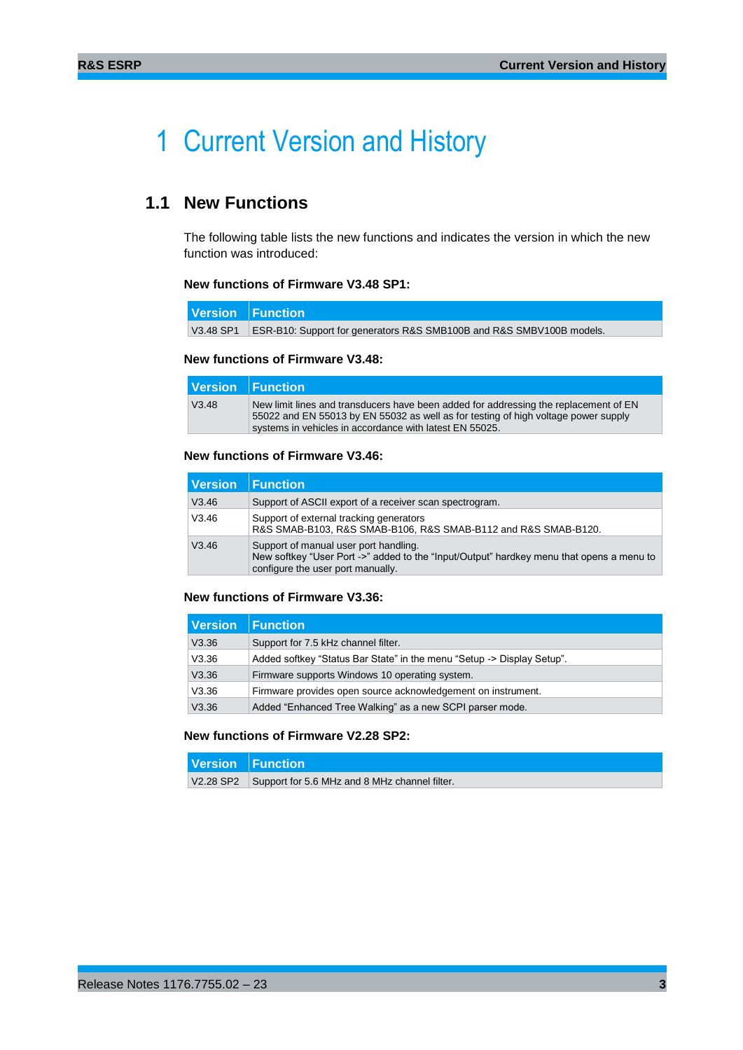# 1 Current Version and History

## 1.1 New Functions

The following table lists the new functions and indicates the version in which the new function was introduced:

**New functions of Firmware V3.48 SP1:**

| Version | Function |
|---|---|
| V3.48 SP1 | ESR-B10: Support for generators R&S SMB100B and R&S SMBV100B models. |

**New functions of Firmware V3.48:**

| Version | Function |
|---|---|
| V3.48 | New limit lines and transducers have been added for addressing the replacement of EN 55022 and EN 55013 by EN 55032 as well as for testing of high voltage power supply systems in vehicles in accordance with latest EN 55025. |

**New functions of Firmware V3.46:**

| Version | Function |
|---|---|
| V3.46 | Support of ASCII export of a receiver scan spectrogram. |
| V3.46 | Support of external tracking generators<br>R&S SMAB-B103, R&S SMAB-B106, R&S SMAB-B112 and R&S SMAB-B120. |
| V3.46 | Support of manual user port handling.<br>New softkey "User Port ->" added to the "Input/Output" hardkey menu that opens a menu to configure the user port manually. |

**New functions of Firmware V3.36:**

| Version | Function |
|---|---|
| V3.36 | Support for 7.5 kHz channel filter. |
| V3.36 | Added softkey "Status Bar State" in the menu "Setup -> Display Setup". |
| V3.36 | Firmware supports Windows 10 operating system. |
| V3.36 | Firmware provides open source acknowledgement on instrument. |
| V3.36 | Added "Enhanced Tree Walking" as a new SCPI parser mode. |

**New functions of Firmware V2.28 SP2:**

| Version | Function |
|---|---|
| V2.28 SP2 | Support for 5.6 MHz and 8 MHz channel filter. |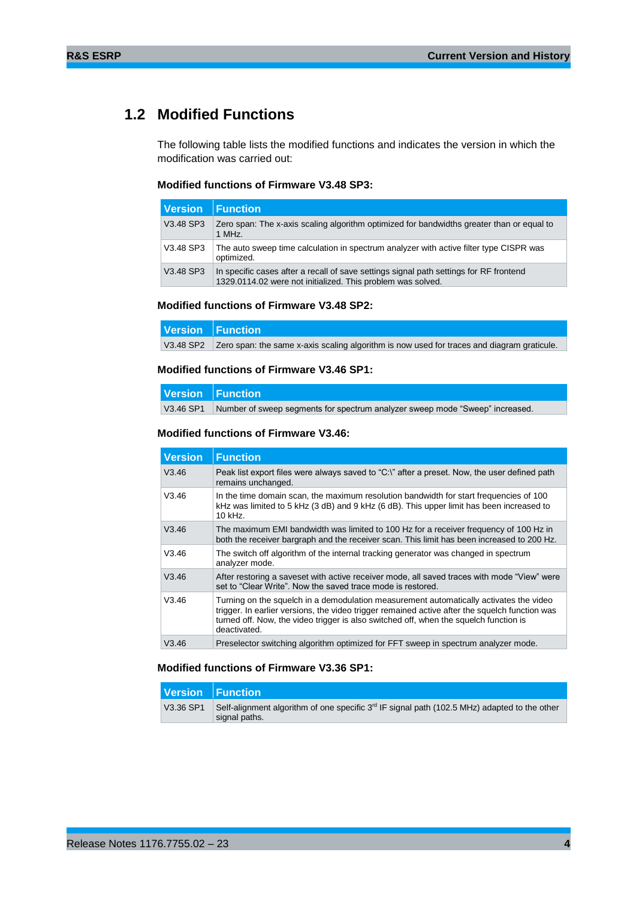## 1.2 Modified Functions

The following table lists the modified functions and indicates the version in which the modification was carried out:

### Modified functions of Firmware V3.48 SP3:

| Version | Function |
| --- | --- |
| V3.48 SP3 | Zero span: The x-axis scaling algorithm optimized for bandwidths greater than or equal to 1 MHz. |
| V3.48 SP3 | The auto sweep time calculation in spectrum analyzer with active filter type CISPR was optimized. |
| V3.48 SP3 | In specific cases after a recall of save settings signal path settings for RF frontend 1329.0114.02 were not initialized. This problem was solved. |

### Modified functions of Firmware V3.48 SP2:

| Version | Function |
| --- | --- |
| V3.48 SP2 | Zero span: the same x-axis scaling algorithm is now used for traces and diagram graticule. |

### Modified functions of Firmware V3.46 SP1:

| Version | Function |
| --- | --- |
| V3.46 SP1 | Number of sweep segments for spectrum analyzer sweep mode “Sweep” increased. |

### Modified functions of Firmware V3.46:

| Version | Function |
| --- | --- |
| V3.46 | Peak list export files were always saved to “C:\” after a preset. Now, the user defined path remains unchanged. |
| V3.46 | In the time domain scan, the maximum resolution bandwidth for start frequencies of 100 kHz was limited to 5 kHz (3 dB) and 9 kHz (6 dB). This upper limit has been increased to 10 kHz. |
| V3.46 | The maximum EMI bandwidth was limited to 100 Hz for a receiver frequency of 100 Hz in both the receiver bargraph and the receiver scan. This limit has been increased to 200 Hz. |
| V3.46 | The switch off algorithm of the internal tracking generator was changed in spectrum analyzer mode. |
| V3.46 | After restoring a saveset with active receiver mode, all saved traces with mode “View” were set to “Clear Write”. Now the saved trace mode is restored. |
| V3.46 | Turning on the squelch in a demodulation measurement automatically activates the video trigger. In earlier versions, the video trigger remained active after the squelch function was turned off. Now, the video trigger is also switched off, when the squelch function is deactivated. |
| V3.46 | Preselector switching algorithm optimized for FFT sweep in spectrum analyzer mode. |

### Modified functions of Firmware V3.36 SP1:

| Version | Function |
| --- | --- |
| V3.36 SP1 | Self-alignment algorithm of one specific 3rd IF signal path (102.5 MHz) adapted to the other signal paths. |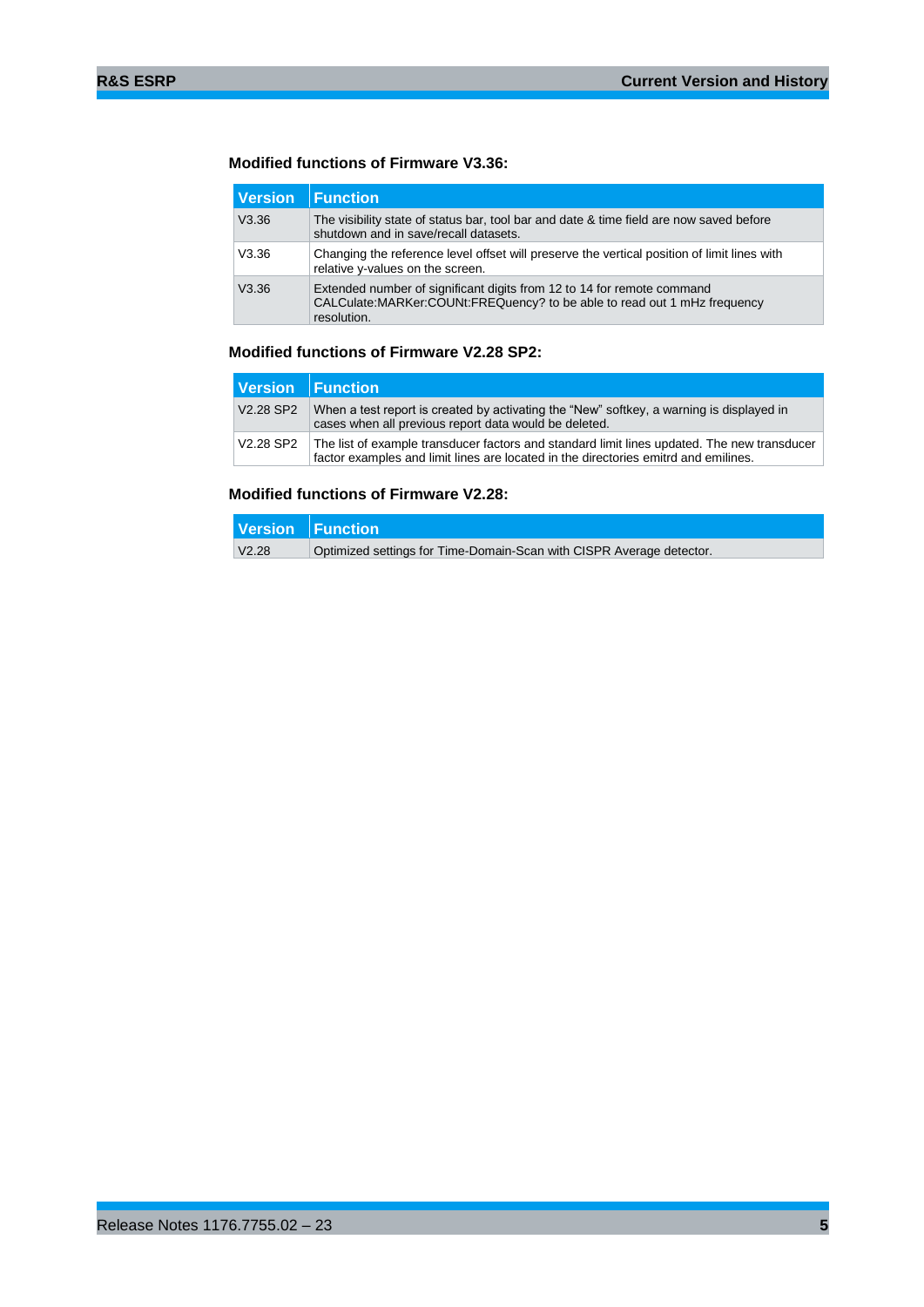### Modified functions of Firmware V3.36:

| Version | Function |
|---|---|
| V3.36 | The visibility state of status bar, tool bar and date & time field are now saved before shutdown and in save/recall datasets. |
| V3.36 | Changing the reference level offset will preserve the vertical position of limit lines with relative y-values on the screen. |
| V3.36 | Extended number of significant digits from 12 to 14 for remote command CALCulate:MARKer:COUNt:FREQuency? to be able to read out 1 mHz frequency resolution. |

### Modified functions of Firmware V2.28 SP2:

| Version | Function |
|---|---|
| V2.28 SP2 | When a test report is created by activating the "New" softkey, a warning is displayed in cases when all previous report data would be deleted. |
| V2.28 SP2 | The list of example transducer factors and standard limit lines updated. The new transducer factor examples and limit lines are located in the directories emitrd and emilines. |

### Modified functions of Firmware V2.28:

| Version | Function |
|---|---|
| V2.28 | Optimized settings for Time-Domain-Scan with CISPR Average detector. |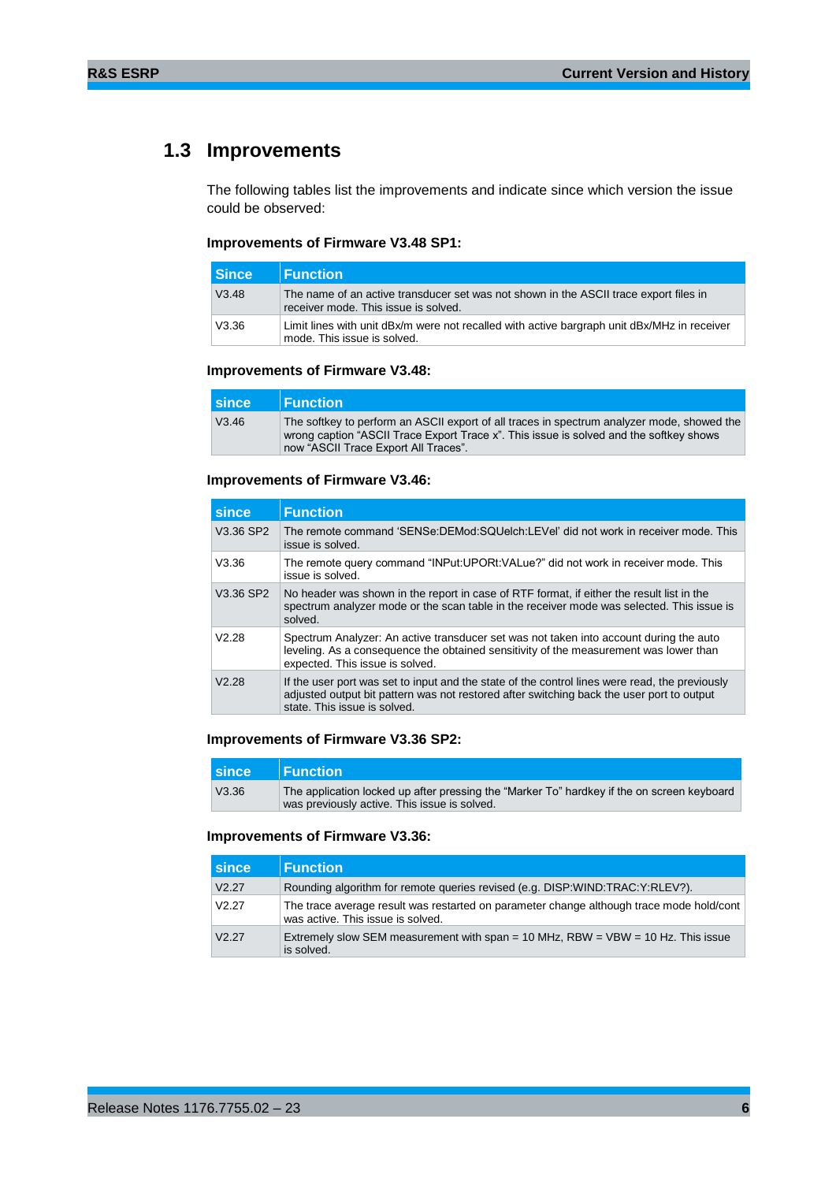## 1.3 Improvements

The following tables list the improvements and indicate since which version the issue could be observed:

**Improvements of Firmware V3.48 SP1:**

| Since | Function |
|---|---|
| V3.48 | The name of an active transducer set was not shown in the ASCII trace export files in receiver mode. This issue is solved. |
| V3.36 | Limit lines with unit dBx/m were not recalled with active bargraph unit dBx/MHz in receiver mode. This issue is solved. |

**Improvements of Firmware V3.48:**

| since | Function |
|---|---|
| V3.46 | The softkey to perform an ASCII export of all traces in spectrum analyzer mode, showed the wrong caption “ASCII Trace Export Trace x”. This issue is solved and the softkey shows now “ASCII Trace Export All Traces”. |

**Improvements of Firmware V3.46:**

| since | Function |
|---|---|
| V3.36 SP2 | The remote command ‘SENSe:DEMod:SQUelch:LEVel’ did not work in receiver mode. This issue is solved. |
| V3.36 | The remote query command “INPut:UPORt:VALue?” did not work in receiver mode. This issue is solved. |
| V3.36 SP2 | No header was shown in the report in case of RTF format, if either the result list in the spectrum analyzer mode or the scan table in the receiver mode was selected. This issue is solved. |
| V2.28 | Spectrum Analyzer: An active transducer set was not taken into account during the auto leveling. As a consequence the obtained sensitivity of the measurement was lower than expected. This issue is solved. |
| V2.28 | If the user port was set to input and the state of the control lines were read, the previously adjusted output bit pattern was not restored after switching back the user port to output state. This issue is solved. |

**Improvements of Firmware V3.36 SP2:**

| since | Function |
|---|---|
| V3.36 | The application locked up after pressing the “Marker To” hardkey if the on screen keyboard was previously active. This issue is solved. |

**Improvements of Firmware V3.36:**

| since | Function |
|---|---|
| V2.27 | Rounding algorithm for remote queries revised (e.g. DISP:WIND:TRAC:Y:RLEV?). |
| V2.27 | The trace average result was restarted on parameter change although trace mode hold/cont was active. This issue is solved. |
| V2.27 | Extremely slow SEM measurement with span = 10 MHz, RBW = VBW = 10 Hz. This issue is solved. |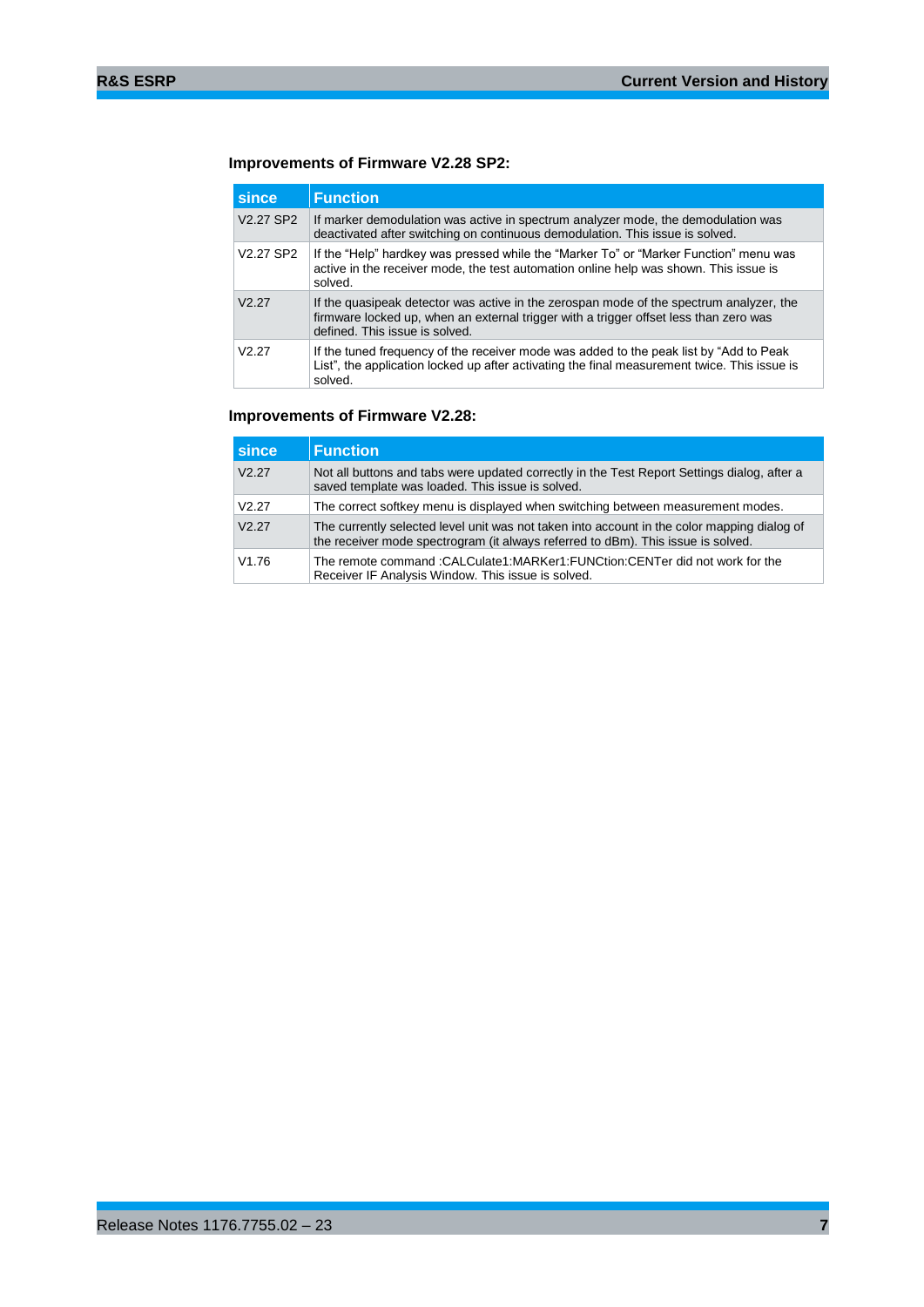### Improvements of Firmware V2.28 SP2:

| since | Function |
|---|---|
| V2.27 SP2 | If marker demodulation was active in spectrum analyzer mode, the demodulation was deactivated after switching on continuous demodulation. This issue is solved. |
| V2.27 SP2 | If the "Help" hardkey was pressed while the "Marker To" or "Marker Function" menu was active in the receiver mode, the test automation online help was shown. This issue is solved. |
| V2.27 | If the quasipeak detector was active in the zerospan mode of the spectrum analyzer, the firmware locked up, when an external trigger with a trigger offset less than zero was defined. This issue is solved. |
| V2.27 | If the tuned frequency of the receiver mode was added to the peak list by "Add to Peak List", the application locked up after activating the final measurement twice. This issue is solved. |

### Improvements of Firmware V2.28:

| since | Function |
|---|---|
| V2.27 | Not all buttons and tabs were updated correctly in the Test Report Settings dialog, after a saved template was loaded. This issue is solved. |
| V2.27 | The correct softkey menu is displayed when switching between measurement modes. |
| V2.27 | The currently selected level unit was not taken into account in the color mapping dialog of the receiver mode spectrogram (it always referred to dBm). This issue is solved. |
| V1.76 | The remote command :CALCulate1:MARKer1:FUNCtion:CENTer did not work for the Receiver IF Analysis Window. This issue is solved. |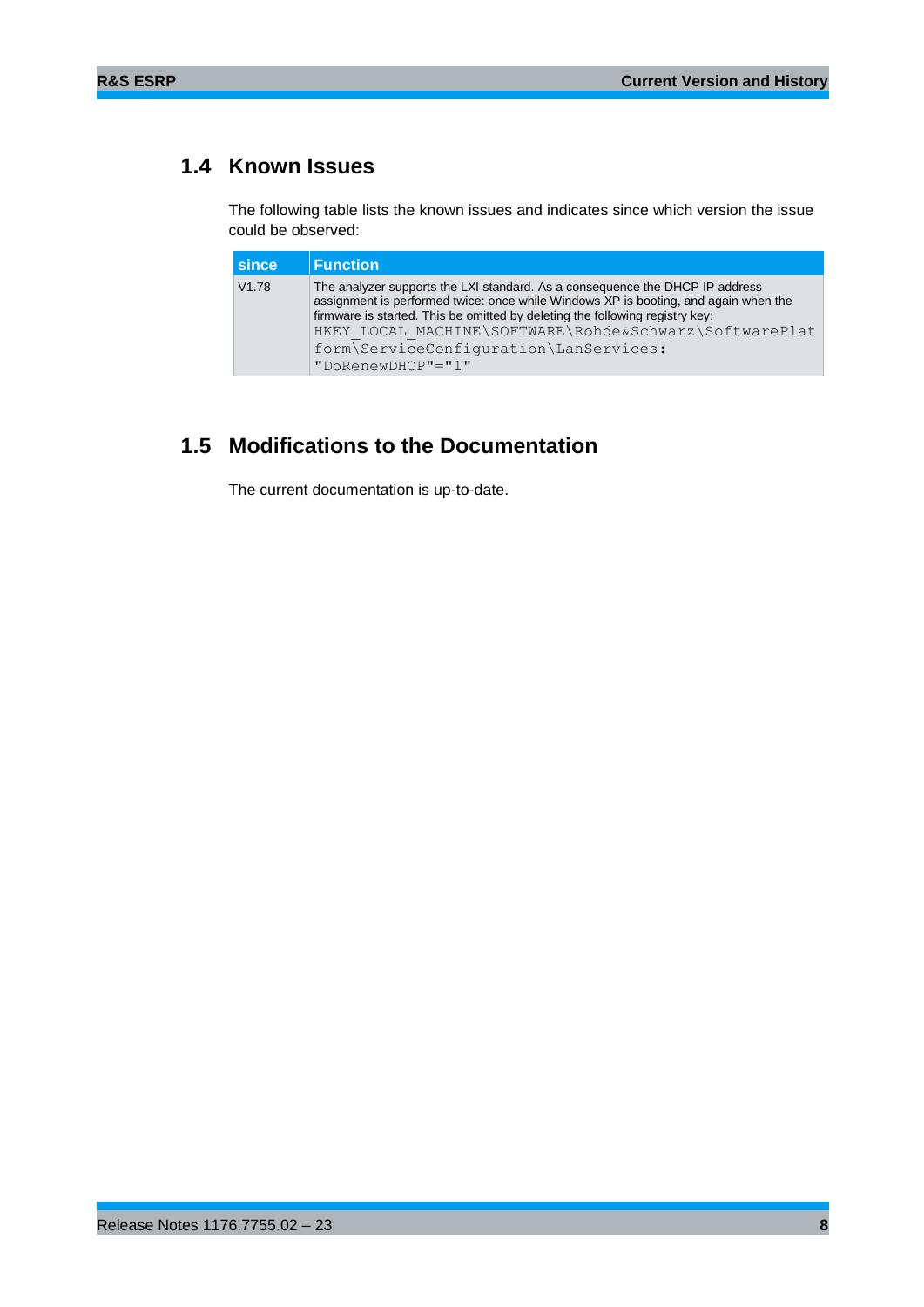## 1.4 Known Issues

The following table lists the known issues and indicates since which version the issue could be observed:

| since | Function |
|---|---|
| V1.78 | The analyzer supports the LXI standard. As a consequence the DHCP IP address assignment is performed twice: once while Windows XP is booting, and again when the firmware is started. This be omitted by deleting the following registry key: `HKEY_LOCAL_MACHINE\SOFTWARE\Rohde&Schwarz\SoftwarePlatform\ServiceConfiguration\LanServices: "DoRenewDHCP"="1"` |

## 1.5 Modifications to the Documentation

The current documentation is up-to-date.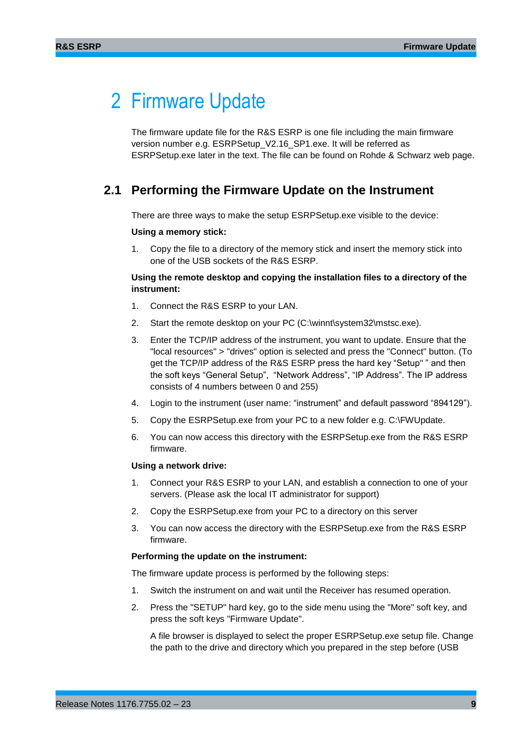# 2 Firmware Update

The firmware update file for the R&S ESRP is one file including the main firmware version number e.g. ESRPSetup_V2.16_SP1.exe. It will be referred as ESRPSetup.exe later in the text. The file can be found on Rohde & Schwarz web page.

## 2.1 Performing the Firmware Update on the Instrument

There are three ways to make the setup ESRPSetup.exe visible to the device:

**Using a memory stick:**

1. Copy the file to a directory of the memory stick and insert the memory stick into one of the USB sockets of the R&S ESRP.

**Using the remote desktop and copying the installation files to a directory of the instrument:**

1. Connect the R&S ESRP to your LAN.
2. Start the remote desktop on your PC (C:\winnt\system32\mstsc.exe).
3. Enter the TCP/IP address of the instrument, you want to update. Ensure that the "local resources" > "drives" option is selected and press the "Connect" button. (To get the TCP/IP address of the R&S ESRP press the hard key “Setup" ” and then the soft keys “General Setup”, “Network Address”, “IP Address”. The IP address consists of 4 numbers between 0 and 255)
4. Login to the instrument (user name: “instrument” and default password “894129”).
5. Copy the ESRPSetup.exe from your PC to a new folder e.g. C:\FWUpdate.
6. You can now access this directory with the ESRPSetup.exe from the R&S ESRP firmware.

**Using a network drive:**

1. Connect your R&S ESRP to your LAN, and establish a connection to one of your servers. (Please ask the local IT administrator for support)
2. Copy the ESRPSetup.exe from your PC to a directory on this server
3. You can now access the directory with the ESRPSetup.exe from the R&S ESRP firmware.

**Performing the update on the instrument:**

The firmware update process is performed by the following steps:

1. Switch the instrument on and wait until the Receiver has resumed operation.
2. Press the "SETUP" hard key, go to the side menu using the "More" soft key, and press the soft keys "Firmware Update".

   A file browser is displayed to select the proper ESRPSetup.exe setup file. Change the path to the drive and directory which you prepared in the step before (USB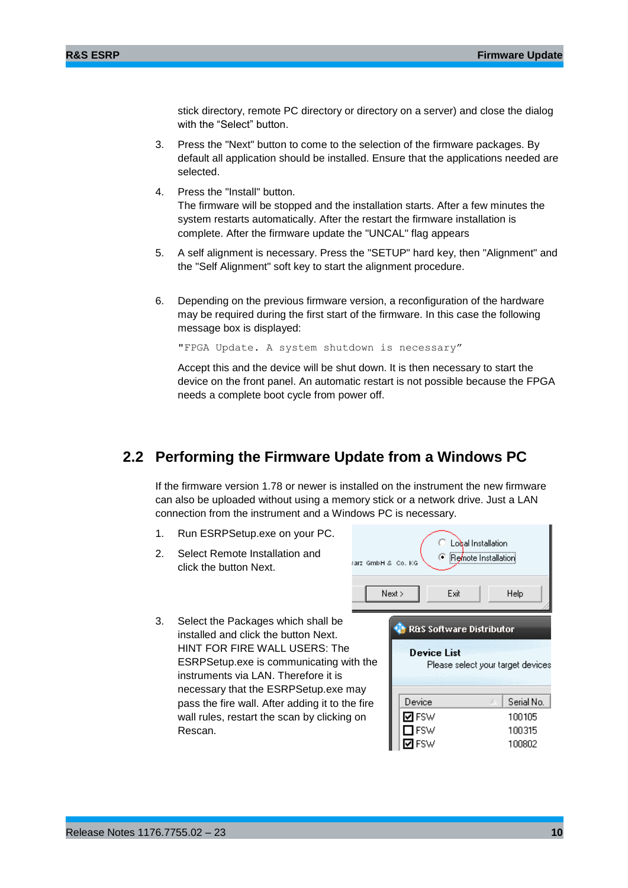stick directory, remote PC directory or directory on a server) and close the dialog with the "Select" button.

3. Press the "Next" button to come to the selection of the firmware packages. By default all application should be installed. Ensure that the applications needed are selected.

4. Press the "Install" button.
   The firmware will be stopped and the installation starts. After a few minutes the system restarts automatically. After the restart the firmware installation is complete. After the firmware update the "UNCAL" flag appears

5. A self alignment is necessary. Press the "SETUP" hard key, then "Alignment" and the "Self Alignment" soft key to start the alignment procedure.

6. Depending on the previous firmware version, a reconfiguration of the hardware may be required during the first start of the firmware. In this case the following message box is displayed:

   ```
   "FPGA Update. A system shutdown is necessary"
   ```

   Accept this and the device will be shut down. It is then necessary to start the device on the front panel. An automatic restart is not possible because the FPGA needs a complete boot cycle from power off.

## 2.2 Performing the Firmware Update from a Windows PC

If the firmware version 1.78 or newer is installed on the instrument the new firmware can also be uploaded without using a memory stick or a network drive. Just a LAN connection from the instrument and a Windows PC is necessary.

1. Run ESRPSetup.exe on your PC.

2. Select Remote Installation and click the button Next.

3. Select the Packages which shall be installed and click the button Next.
   HINT FOR FIRE WALL USERS: The ESRPSetup.exe is communicating with the instruments via LAN. Therefore it is necessary that the ESRPSetup.exe may pass the fire wall. After adding it to the fire wall rules, restart the scan by clicking on Rescan.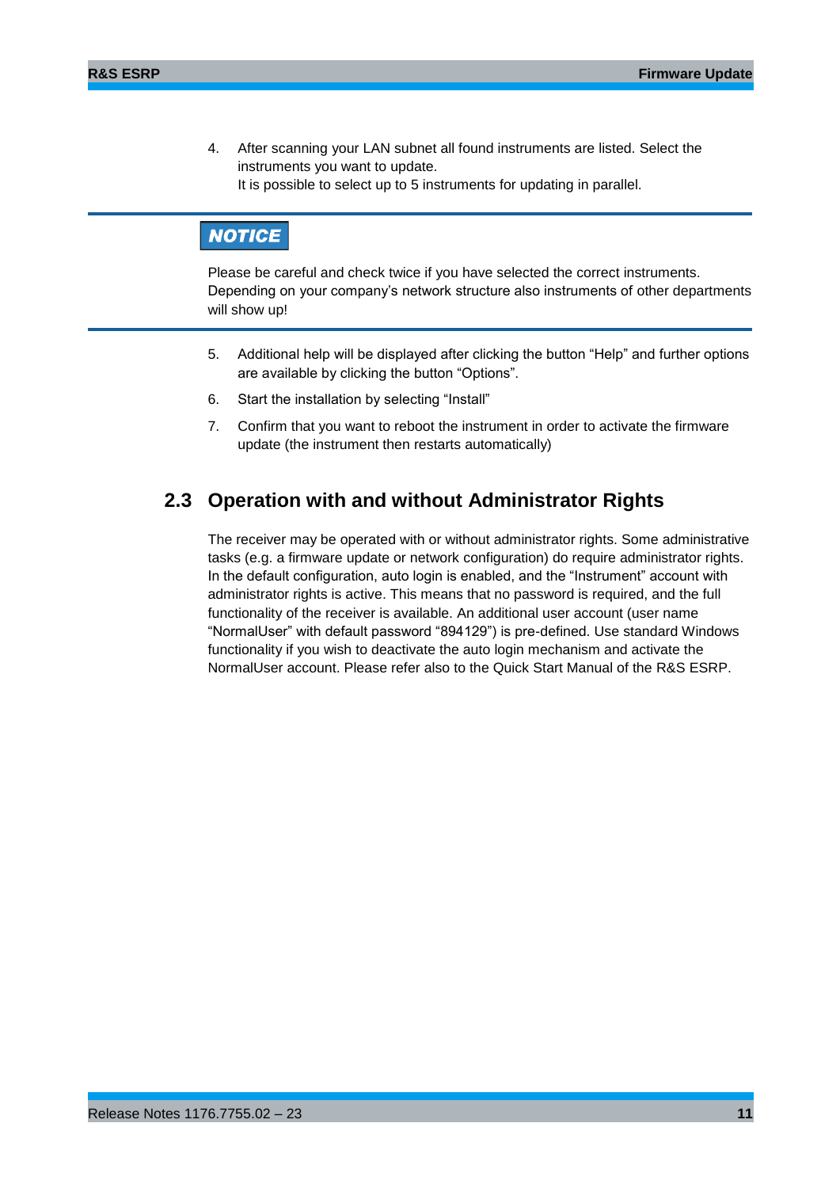4. After scanning your LAN subnet all found instruments are listed. Select the instruments you want to update.
   It is possible to select up to 5 instruments for updating in parallel.

**NOTICE**

Please be careful and check twice if you have selected the correct instruments. Depending on your company's network structure also instruments of other departments will show up!

5. Additional help will be displayed after clicking the button "Help" and further options are available by clicking the button "Options".
6. Start the installation by selecting "Install"
7. Confirm that you want to reboot the instrument in order to activate the firmware update (the instrument then restarts automatically)

## 2.3 Operation with and without Administrator Rights

The receiver may be operated with or without administrator rights. Some administrative tasks (e.g. a firmware update or network configuration) do require administrator rights. In the default configuration, auto login is enabled, and the "Instrument" account with administrator rights is active. This means that no password is required, and the full functionality of the receiver is available. An additional user account (user name "NormalUser" with default password "894129") is pre-defined. Use standard Windows functionality if you wish to deactivate the auto login mechanism and activate the NormalUser account. Please refer also to the Quick Start Manual of the R&S ESRP.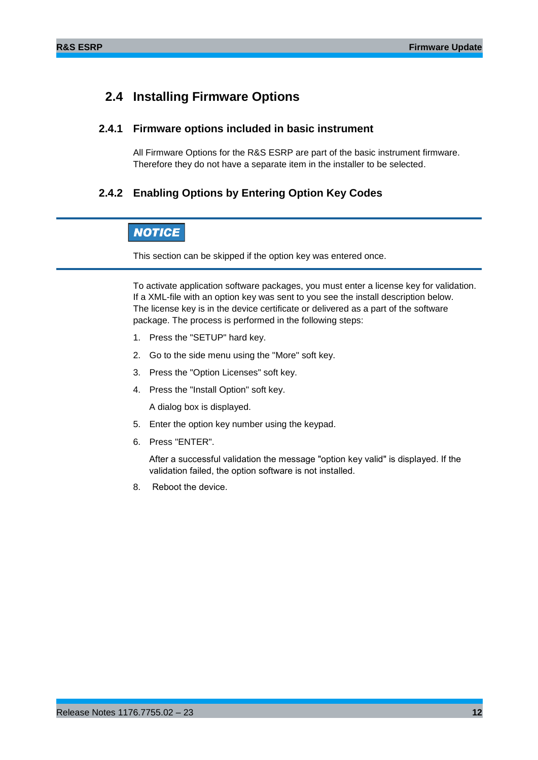## 2.4 Installing Firmware Options

### 2.4.1 Firmware options included in basic instrument

All Firmware Options for the R&S ESRP are part of the basic instrument firmware. Therefore they do not have a separate item in the installer to be selected.

### 2.4.2 Enabling Options by Entering Option Key Codes

**NOTICE**

This section can be skipped if the option key was entered once.

To activate application software packages, you must enter a license key for validation. If a XML-file with an option key was sent to you see the install description below. The license key is in the device certificate or delivered as a part of the software package. The process is performed in the following steps:

1. Press the "SETUP" hard key.
2. Go to the side menu using the "More" soft key.
3. Press the "Option Licenses" soft key.
4. Press the "Install Option" soft key.

   A dialog box is displayed.

5. Enter the option key number using the keypad.
6. Press "ENTER".

   After a successful validation the message "option key valid" is displayed. If the validation failed, the option software is not installed.

8. Reboot the device.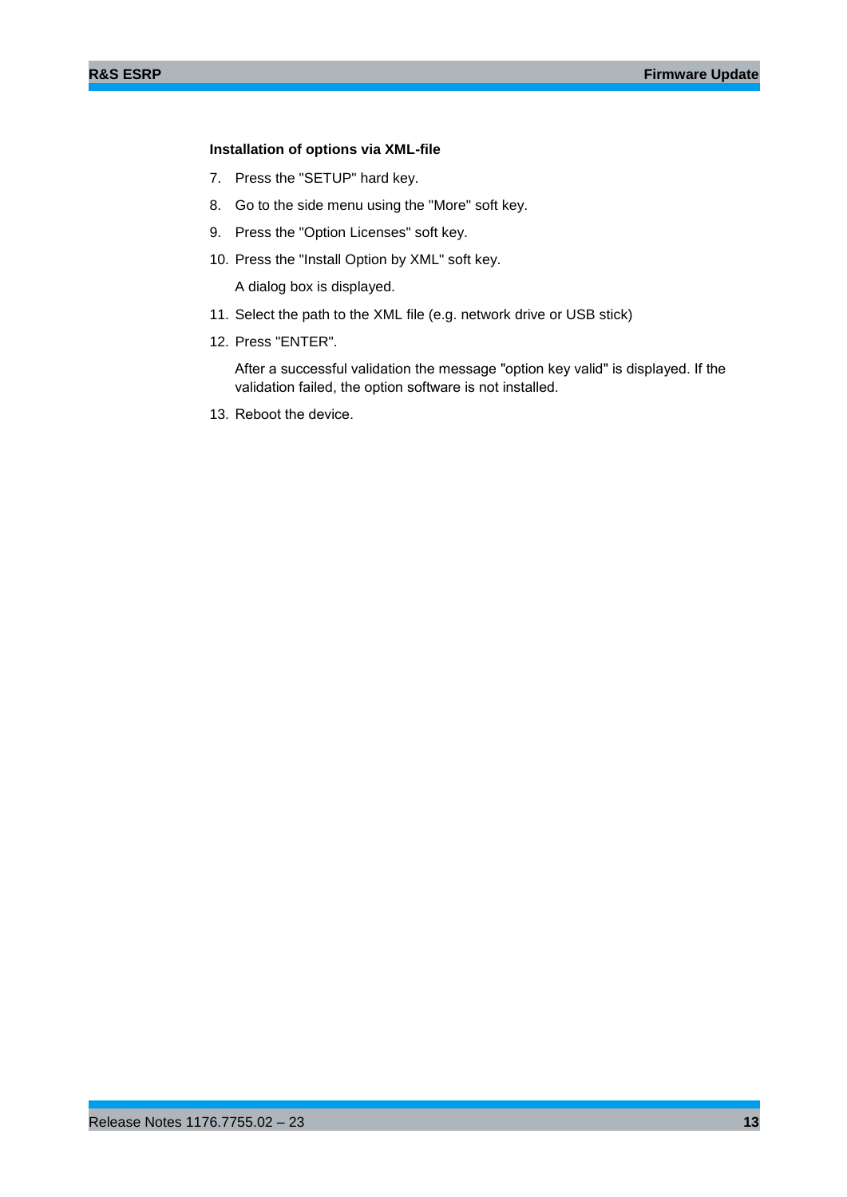#### Installation of options via XML-file

7. Press the "SETUP" hard key.
8. Go to the side menu using the "More" soft key.
9. Press the "Option Licenses" soft key.
10. Press the "Install Option by XML" soft key.

    A dialog box is displayed.

11. Select the path to the XML file (e.g. network drive or USB stick)
12. Press "ENTER".

    After a successful validation the message "option key valid" is displayed. If the validation failed, the option software is not installed.

13. Reboot the device.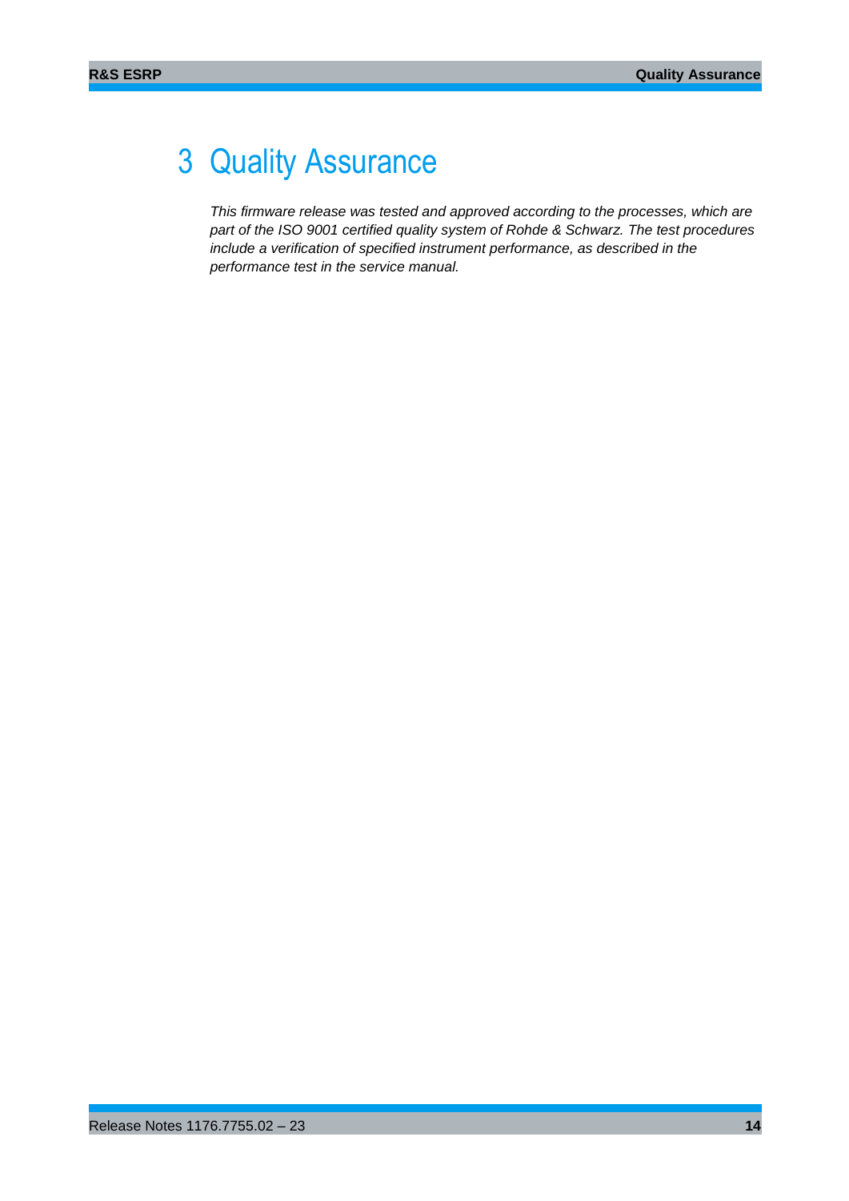# 3 Quality Assurance

*This firmware release was tested and approved according to the processes, which are part of the ISO 9001 certified quality system of Rohde & Schwarz. The test procedures include a verification of specified instrument performance, as described in the performance test in the service manual.*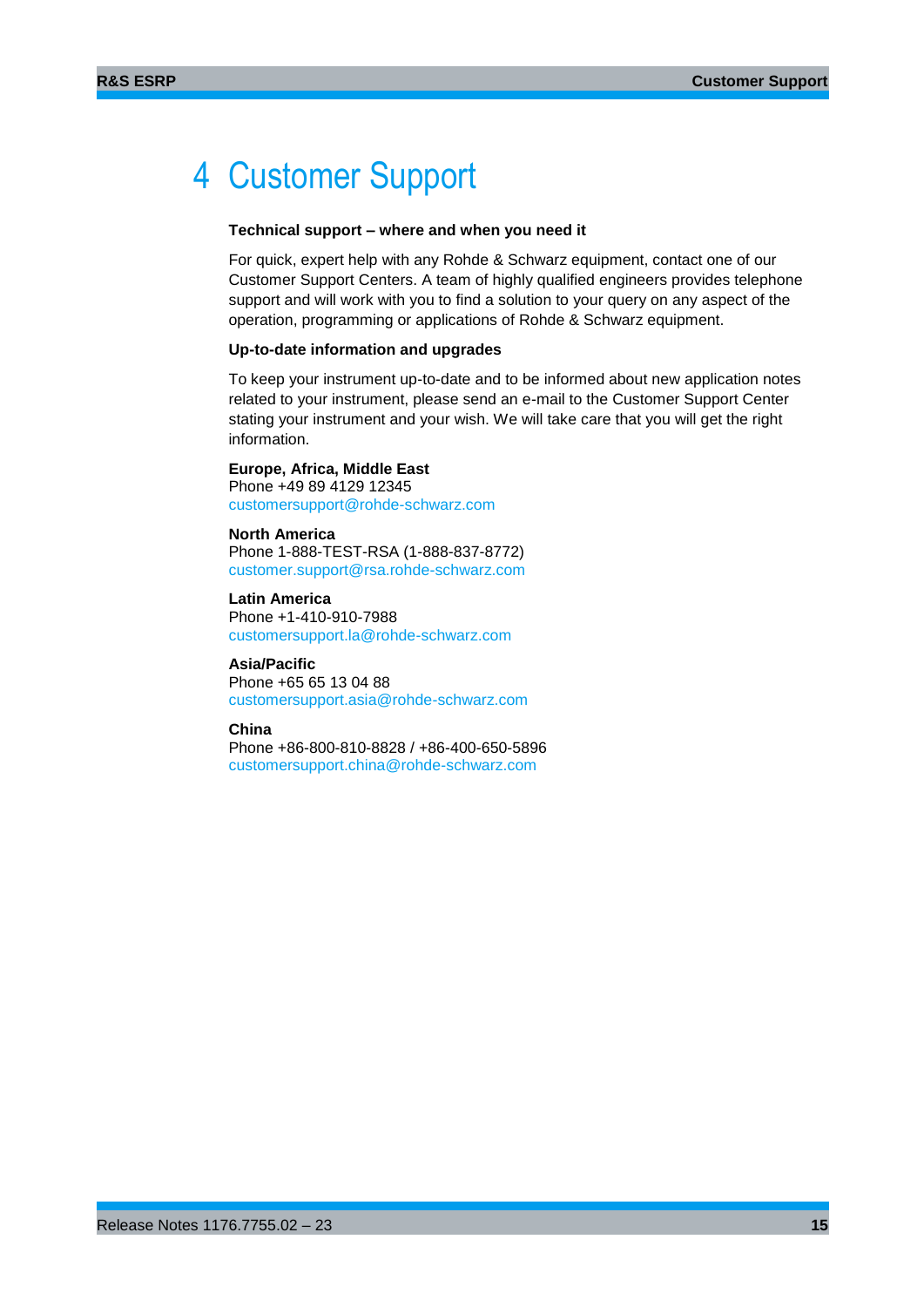# 4 Customer Support

**Technical support – where and when you need it**

For quick, expert help with any Rohde & Schwarz equipment, contact one of our Customer Support Centers. A team of highly qualified engineers provides telephone support and will work with you to find a solution to your query on any aspect of the operation, programming or applications of Rohde & Schwarz equipment.

**Up-to-date information and upgrades**

To keep your instrument up-to-date and to be informed about new application notes related to your instrument, please send an e-mail to the Customer Support Center stating your instrument and your wish. We will take care that you will get the right information.

**Europe, Africa, Middle East**
Phone +49 89 4129 12345
customersupport@rohde-schwarz.com

**North America**
Phone 1-888-TEST-RSA (1-888-837-8772)
customer.support@rsa.rohde-schwarz.com

**Latin America**
Phone +1-410-910-7988
customersupport.la@rohde-schwarz.com

**Asia/Pacific**
Phone +65 65 13 04 88
customersupport.asia@rohde-schwarz.com

**China**
Phone +86-800-810-8828 / +86-400-650-5896
customersupport.china@rohde-schwarz.com